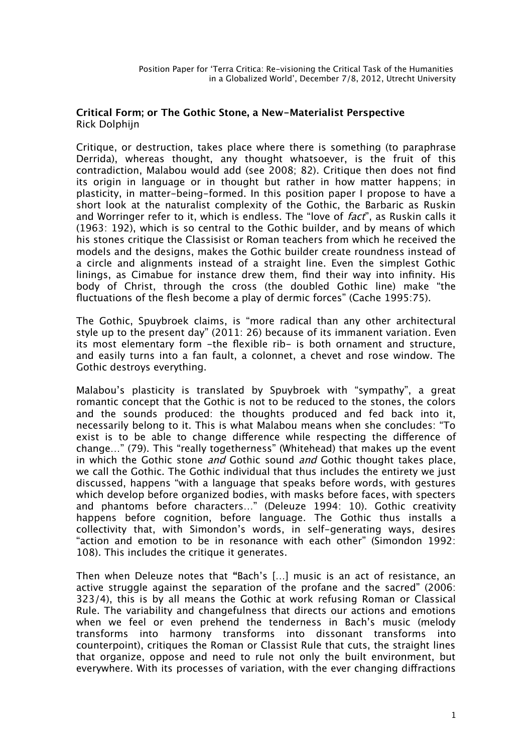**Critical Form; or The Gothic Stone, a New-Materialist Perspective**
Rick Dolphijn

Critique, or destruction, takes place where there is something (to paraphrase Derrida), whereas thought, any thought whatsoever, is the fruit of this contradiction, Malabou would add (see 2008; 82). Critique then does not find its origin in language or in thought but rather in how matter happens; in plasticity, in matter-being-formed. In this position paper I propose to have a short look at the naturalist complexity of the Gothic, the Barbaric as Ruskin and Worringer refer to it, which is endless. The "love of *fact*", as Ruskin calls it (1963: 192), which is so central to the Gothic builder, and by means of which his stones critique the Classisist or Roman teachers from which he received the models and the designs, makes the Gothic builder create roundness instead of a circle and alignments instead of a straight line. Even the simplest Gothic linings, as Cimabue for instance drew them, find their way into infinity. His body of Christ, through the cross (the doubled Gothic line) make "the fluctuations of the flesh become a play of dermic forces" (Cache 1995:75).

The Gothic, Spuybroek claims, is "more radical than any other architectural style up to the present day" (2011: 26) because of its immanent variation. Even its most elementary form -the flexible rib- is both ornament and structure, and easily turns into a fan fault, a colonnet, a chevet and rose window. The Gothic destroys everything.

Malabou's plasticity is translated by Spuybroek with "sympathy", a great romantic concept that the Gothic is not to be reduced to the stones, the colors and the sounds produced: the thoughts produced and fed back into it, necessarily belong to it. This is what Malabou means when she concludes: "To exist is to be able to change difference while respecting the difference of change…" (79). This "really togetherness" (Whitehead) that makes up the event in which the Gothic stone *and* Gothic sound *and* Gothic thought takes place, we call the Gothic. The Gothic individual that thus includes the entirety we just discussed, happens "with a language that speaks before words, with gestures which develop before organized bodies, with masks before faces, with specters and phantoms before characters…" (Deleuze 1994: 10). Gothic creativity happens before cognition, before language. The Gothic thus installs a collectivity that, with Simondon's words, in self-generating ways, desires "action and emotion to be in resonance with each other" (Simondon 1992: 108). This includes the critique it generates.

Then when Deleuze notes that **"**Bach's […] music is an act of resistance, an active struggle against the separation of the profane and the sacred" (2006: 323/4), this is by all means the Gothic at work refusing Roman or Classical Rule. The variability and changefulness that directs our actions and emotions when we feel or even prehend the tenderness in Bach's music (melody transforms into harmony transforms into dissonant transforms into counterpoint), critiques the Roman or Classist Rule that cuts, the straight lines that organize, oppose and need to rule not only the built environment, but everywhere. With its processes of variation, with the ever changing diffractions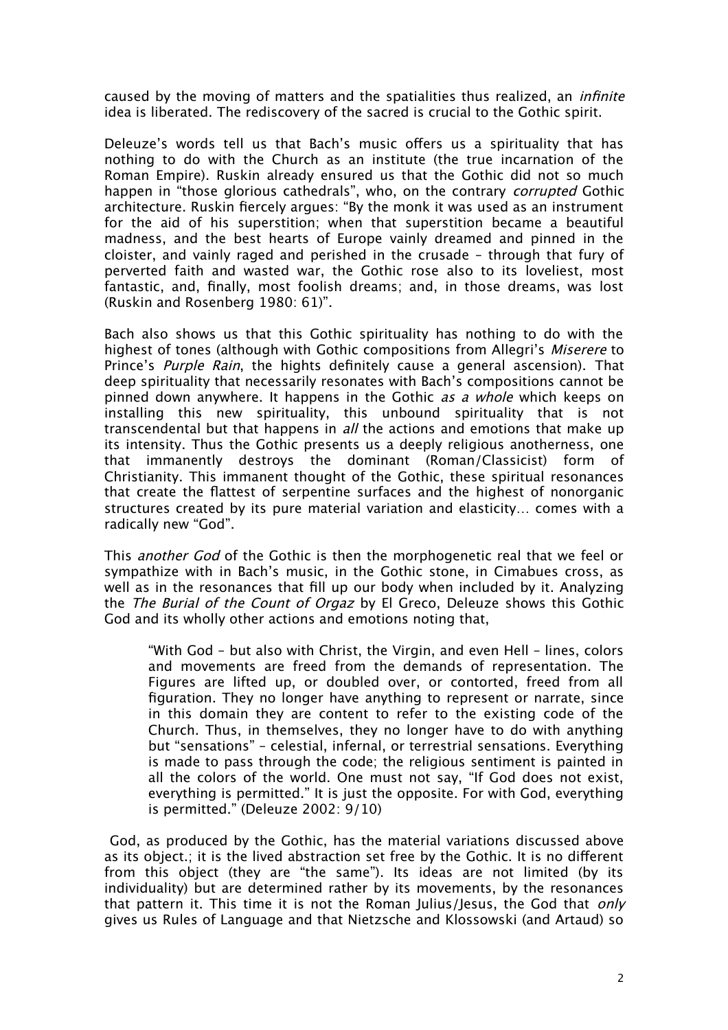caused by the moving of matters and the spatialities thus realized, an *infinite* idea is liberated. The rediscovery of the sacred is crucial to the Gothic spirit.

Deleuze's words tell us that Bach's music offers us a spirituality that has nothing to do with the Church as an institute (the true incarnation of the Roman Empire). Ruskin already ensured us that the Gothic did not so much happen in "those glorious cathedrals", who, on the contrary *corrupted* Gothic architecture. Ruskin fiercely argues: "By the monk it was used as an instrument for the aid of his superstition; when that superstition became a beautiful madness, and the best hearts of Europe vainly dreamed and pinned in the cloister, and vainly raged and perished in the crusade – through that fury of perverted faith and wasted war, the Gothic rose also to its loveliest, most fantastic, and, finally, most foolish dreams; and, in those dreams, was lost (Ruskin and Rosenberg 1980: 61)".

Bach also shows us that this Gothic spirituality has nothing to do with the highest of tones (although with Gothic compositions from Allegri's *Miserere* to Prince's *Purple Rain*, the hights definitely cause a general ascension). That deep spirituality that necessarily resonates with Bach's compositions cannot be pinned down anywhere. It happens in the Gothic *as a whole* which keeps on installing this new spirituality, this unbound spirituality that is not transcendental but that happens in *all* the actions and emotions that make up its intensity. Thus the Gothic presents us a deeply religious anotherness, one that immanently destroys the dominant (Roman/Classicist) form of Christianity. This immanent thought of the Gothic, these spiritual resonances that create the flattest of serpentine surfaces and the highest of nonorganic structures created by its pure material variation and elasticity… comes with a radically new "God".

This *another God* of the Gothic is then the morphogenetic real that we feel or sympathize with in Bach's music, in the Gothic stone, in Cimabues cross, as well as in the resonances that fill up our body when included by it. Analyzing the *The Burial of the Count of Orgaz* by El Greco, Deleuze shows this Gothic God and its wholly other actions and emotions noting that,

> "With God – but also with Christ, the Virgin, and even Hell – lines, colors and movements are freed from the demands of representation. The Figures are lifted up, or doubled over, or contorted, freed from all figuration. They no longer have anything to represent or narrate, since in this domain they are content to refer to the existing code of the Church. Thus, in themselves, they no longer have to do with anything but "sensations" – celestial, infernal, or terrestrial sensations. Everything is made to pass through the code; the religious sentiment is painted in all the colors of the world. One must not say, "If God does not exist, everything is permitted." It is just the opposite. For with God, everything is permitted." (Deleuze 2002: 9/10)

God, as produced by the Gothic, has the material variations discussed above as its object.; it is the lived abstraction set free by the Gothic. It is no different from this object (they are "the same"). Its ideas are not limited (by its individuality) but are determined rather by its movements, by the resonances that pattern it. This time it is not the Roman Julius/Jesus, the God that *only* gives us Rules of Language and that Nietzsche and Klossowski (and Artaud) so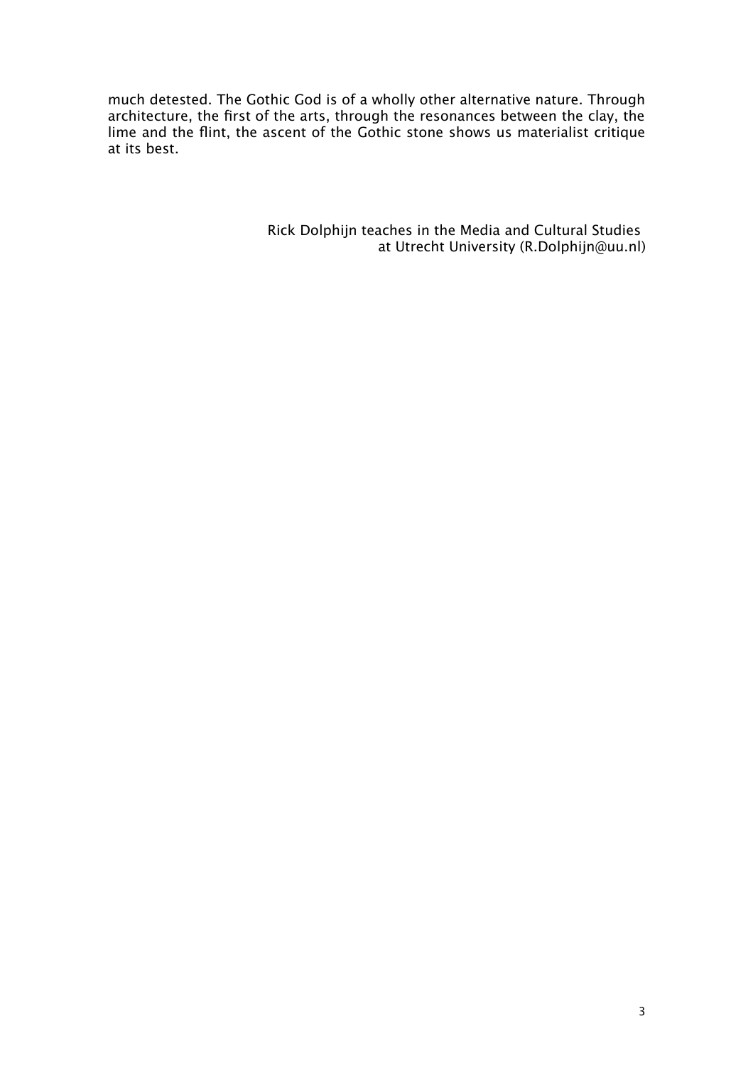much detested. The Gothic God is of a wholly other alternative nature. Through architecture, the first of the arts, through the resonances between the clay, the lime and the flint, the ascent of the Gothic stone shows us materialist critique at its best.

Rick Dolphijn teaches in the Media and Cultural Studies at Utrecht University (R.Dolphijn@uu.nl)